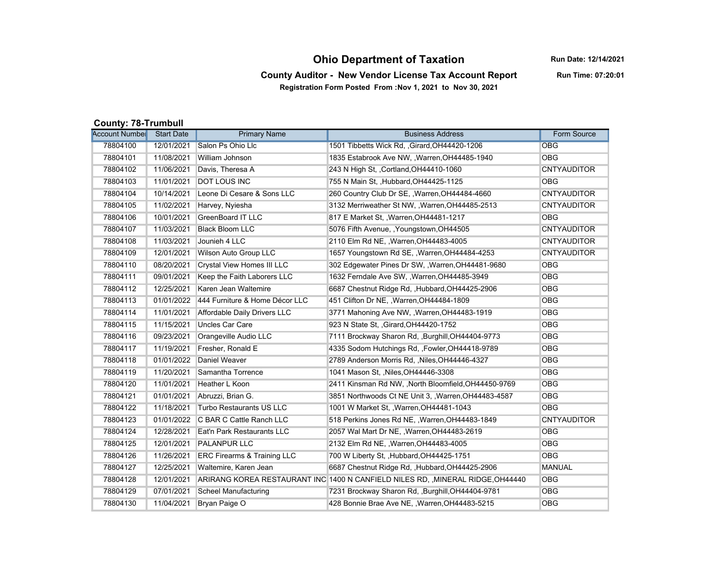# Ohio Department of Taxation

**Run Date: 12/14/2021**

## County Auditor - New Vendor License Tax Account Report

**Run Time: 07:20:01**

**Registration Form Posted From :Nov 1, 2021 to Nov 30, 2021**

### County: 78-Trumbull

| Account Number | Start Date | Primary Name | Business Address | Form Source |
|---|---|---|---|---|
| 78804100 | 12/01/2021 | Salon Ps Ohio Llc | 1501 Tibbetts Wick Rd, ,Girard,OH44420-1206 | OBG |
| 78804101 | 11/08/2021 | William Johnson | 1835 Estabrook Ave NW, ,Warren,OH44485-1940 | OBG |
| 78804102 | 11/06/2021 | Davis, Theresa A | 243 N High St, ,Cortland,OH44410-1060 | CNTYAUDITOR |
| 78804103 | 11/01/2021 | DOT LOUS INC | 755 N Main St, ,Hubbard,OH44425-1125 | OBG |
| 78804104 | 10/14/2021 | Leone Di Cesare & Sons LLC | 260 Country Club Dr SE, ,Warren,OH44484-4660 | CNTYAUDITOR |
| 78804105 | 11/02/2021 | Harvey, Nyiesha | 3132 Merriweather St NW, ,Warren,OH44485-2513 | CNTYAUDITOR |
| 78804106 | 10/01/2021 | GreenBoard IT LLC | 817 E Market St, ,Warren,OH44481-1217 | OBG |
| 78804107 | 11/03/2021 | Black Bloom LLC | 5076 Fifth Avenue, ,Youngstown,OH44505 | CNTYAUDITOR |
| 78804108 | 11/03/2021 | Jounieh 4 LLC | 2110 Elm Rd NE, ,Warren,OH44483-4005 | CNTYAUDITOR |
| 78804109 | 12/01/2021 | Wilson Auto Group LLC | 1657 Youngstown Rd SE, ,Warren,OH44484-4253 | CNTYAUDITOR |
| 78804110 | 08/20/2021 | Crystal View Homes III LLC | 302 Edgewater Pines Dr SW, ,Warren,OH44481-9680 | OBG |
| 78804111 | 09/01/2021 | Keep the Faith Laborers LLC | 1632 Ferndale Ave SW, ,Warren,OH44485-3949 | OBG |
| 78804112 | 12/25/2021 | Karen Jean Waltemire | 6687 Chestnut Ridge Rd, ,Hubbard,OH44425-2906 | OBG |
| 78804113 | 01/01/2022 | 444 Furniture & Home Décor LLC | 451 Clifton Dr NE, ,Warren,OH44484-1809 | OBG |
| 78804114 | 11/01/2021 | Affordable Daily Drivers LLC | 3771 Mahoning Ave NW, ,Warren,OH44483-1919 | OBG |
| 78804115 | 11/15/2021 | Uncles Car Care | 923 N State St, ,Girard,OH44420-1752 | OBG |
| 78804116 | 09/23/2021 | Orangeville Audio LLC | 7111 Brockway Sharon Rd, ,Burghill,OH44404-9773 | OBG |
| 78804117 | 11/19/2021 | Fresher, Ronald E | 4335 Sodom Hutchings Rd, ,Fowler,OH44418-9789 | OBG |
| 78804118 | 01/01/2022 | Daniel Weaver | 2789 Anderson Morris Rd, ,Niles,OH44446-4327 | OBG |
| 78804119 | 11/20/2021 | Samantha Torrence | 1041 Mason St, ,Niles,OH44446-3308 | OBG |
| 78804120 | 11/01/2021 | Heather L Koon | 2411 Kinsman Rd NW, ,North Bloomfield,OH44450-9769 | OBG |
| 78804121 | 01/01/2021 | Abruzzi, Brian G. | 3851 Northwoods Ct NE Unit 3, ,Warren,OH44483-4587 | OBG |
| 78804122 | 11/18/2021 | Turbo Restaurants US LLC | 1001 W Market St, ,Warren,OH44481-1043 | OBG |
| 78804123 | 01/01/2022 | C BAR C Cattle Ranch LLC | 518 Perkins Jones Rd NE, ,Warren,OH44483-1849 | CNTYAUDITOR |
| 78804124 | 12/28/2021 | Eat'n Park Restaurants LLC | 2057 Wal Mart Dr NE, ,Warren,OH44483-2619 | OBG |
| 78804125 | 12/01/2021 | PALANPUR LLC | 2132 Elm Rd NE, ,Warren,OH44483-4005 | OBG |
| 78804126 | 11/26/2021 | ERC Firearms & Training LLC | 700 W Liberty St, ,Hubbard,OH44425-1751 | OBG |
| 78804127 | 12/25/2021 | Waltemire, Karen Jean | 6687 Chestnut Ridge Rd, ,Hubbard,OH44425-2906 | MANUAL |
| 78804128 | 12/01/2021 | ARIRANG KOREA RESTAURANT INC | 1400 N CANFIELD NILES RD, ,MINERAL RIDGE,OH44440 | OBG |
| 78804129 | 07/01/2021 | Scheel Manufacturing | 7231 Brockway Sharon Rd, ,Burghill,OH44404-9781 | OBG |
| 78804130 | 11/04/2021 | Bryan Paige O | 428 Bonnie Brae Ave NE, ,Warren,OH44483-5215 | OBG |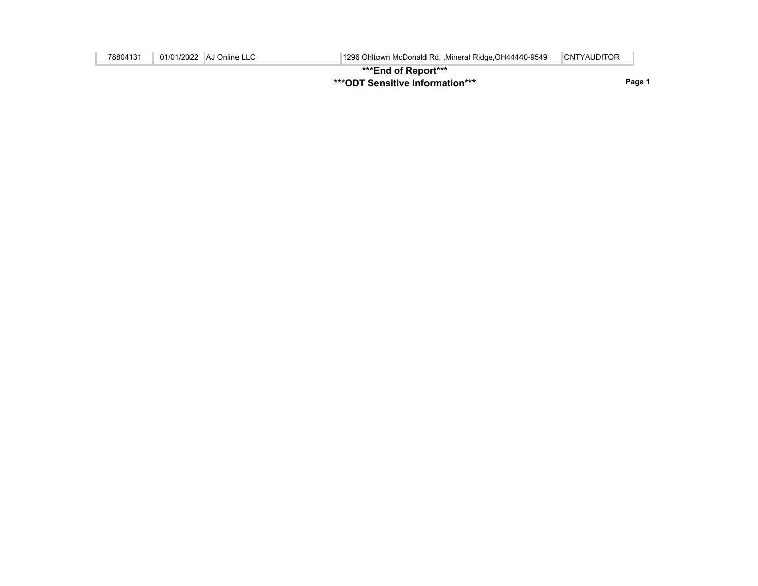| | | | | |
|---|---|---|---|---|
| 78804131 | 01/01/2022 | AJ Online LLC | 1296 Ohltown McDonald Rd, ,Mineral Ridge,OH44440-9549 | CNTYAUDITOR |

**\*\*\*End of Report\*\*\***

**\*\*\*ODT Sensitive Information\*\*\***